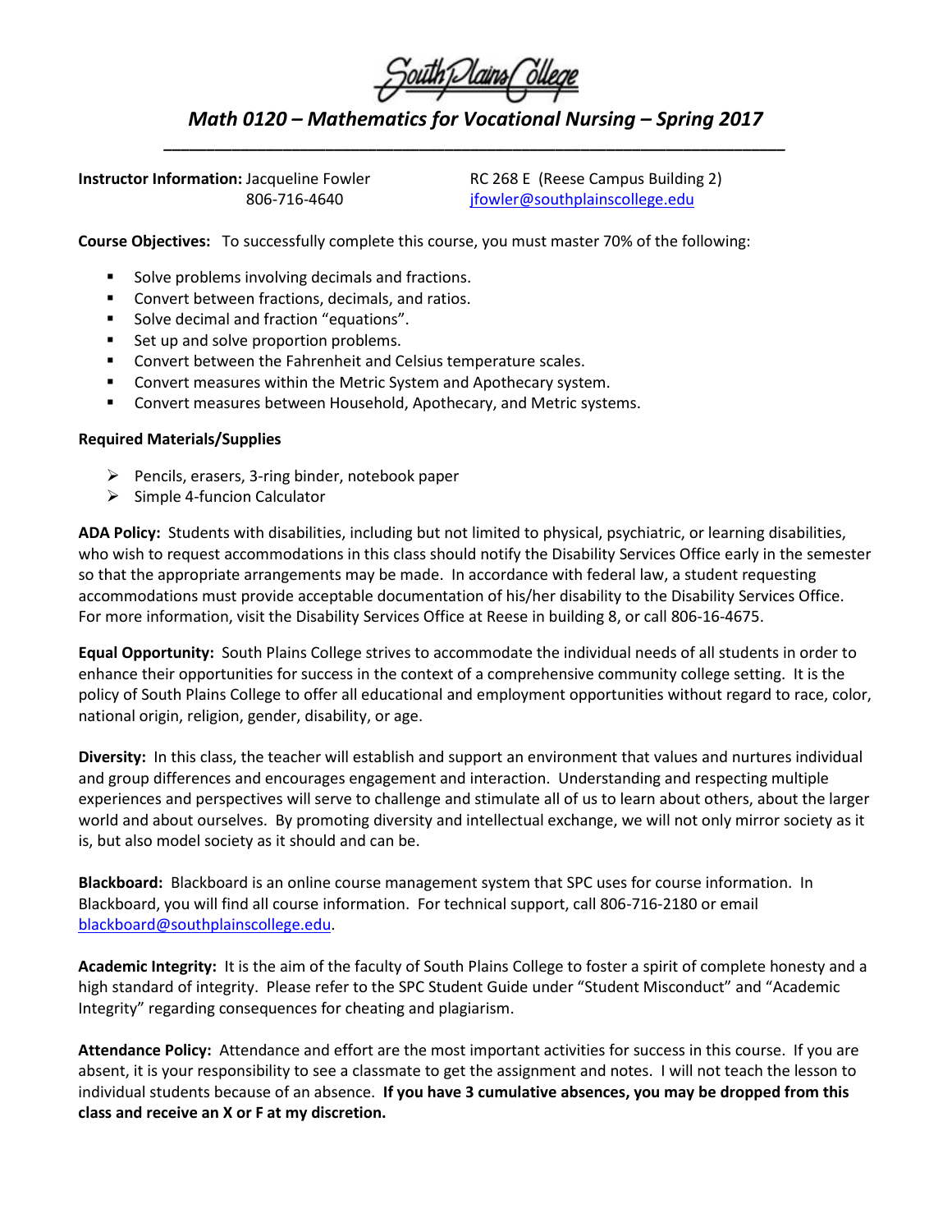South Plains College

# *Math 0120 – Mathematics for Vocational Nursing – Spring 2017*

**Instructor Information:** Jacqueline Fowler
806-716-4640

RC 268 E (Reese Campus Building 2)
jfowler@southplainscollege.edu

**Course Objectives:** To successfully complete this course, you must master 70% of the following:

- Solve problems involving decimals and fractions.
- Convert between fractions, decimals, and ratios.
- Solve decimal and fraction "equations".
- Set up and solve proportion problems.
- Convert between the Fahrenheit and Celsius temperature scales.
- Convert measures within the Metric System and Apothecary system.
- Convert measures between Household, Apothecary, and Metric systems.

**Required Materials/Supplies**

- Pencils, erasers, 3-ring binder, notebook paper
- Simple 4-funcion Calculator

**ADA Policy:** Students with disabilities, including but not limited to physical, psychiatric, or learning disabilities, who wish to request accommodations in this class should notify the Disability Services Office early in the semester so that the appropriate arrangements may be made. In accordance with federal law, a student requesting accommodations must provide acceptable documentation of his/her disability to the Disability Services Office. For more information, visit the Disability Services Office at Reese in building 8, or call 806-16-4675.

**Equal Opportunity:** South Plains College strives to accommodate the individual needs of all students in order to enhance their opportunities for success in the context of a comprehensive community college setting. It is the policy of South Plains College to offer all educational and employment opportunities without regard to race, color, national origin, religion, gender, disability, or age.

**Diversity:** In this class, the teacher will establish and support an environment that values and nurtures individual and group differences and encourages engagement and interaction. Understanding and respecting multiple experiences and perspectives will serve to challenge and stimulate all of us to learn about others, about the larger world and about ourselves. By promoting diversity and intellectual exchange, we will not only mirror society as it is, but also model society as it should and can be.

**Blackboard:** Blackboard is an online course management system that SPC uses for course information. In Blackboard, you will find all course information. For technical support, call 806-716-2180 or email blackboard@southplainscollege.edu.

**Academic Integrity:** It is the aim of the faculty of South Plains College to foster a spirit of complete honesty and a high standard of integrity. Please refer to the SPC Student Guide under "Student Misconduct" and "Academic Integrity" regarding consequences for cheating and plagiarism.

**Attendance Policy:** Attendance and effort are the most important activities for success in this course. If you are absent, it is your responsibility to see a classmate to get the assignment and notes. I will not teach the lesson to individual students because of an absence. **If you have 3 cumulative absences, you may be dropped from this class and receive an X or F at my discretion.**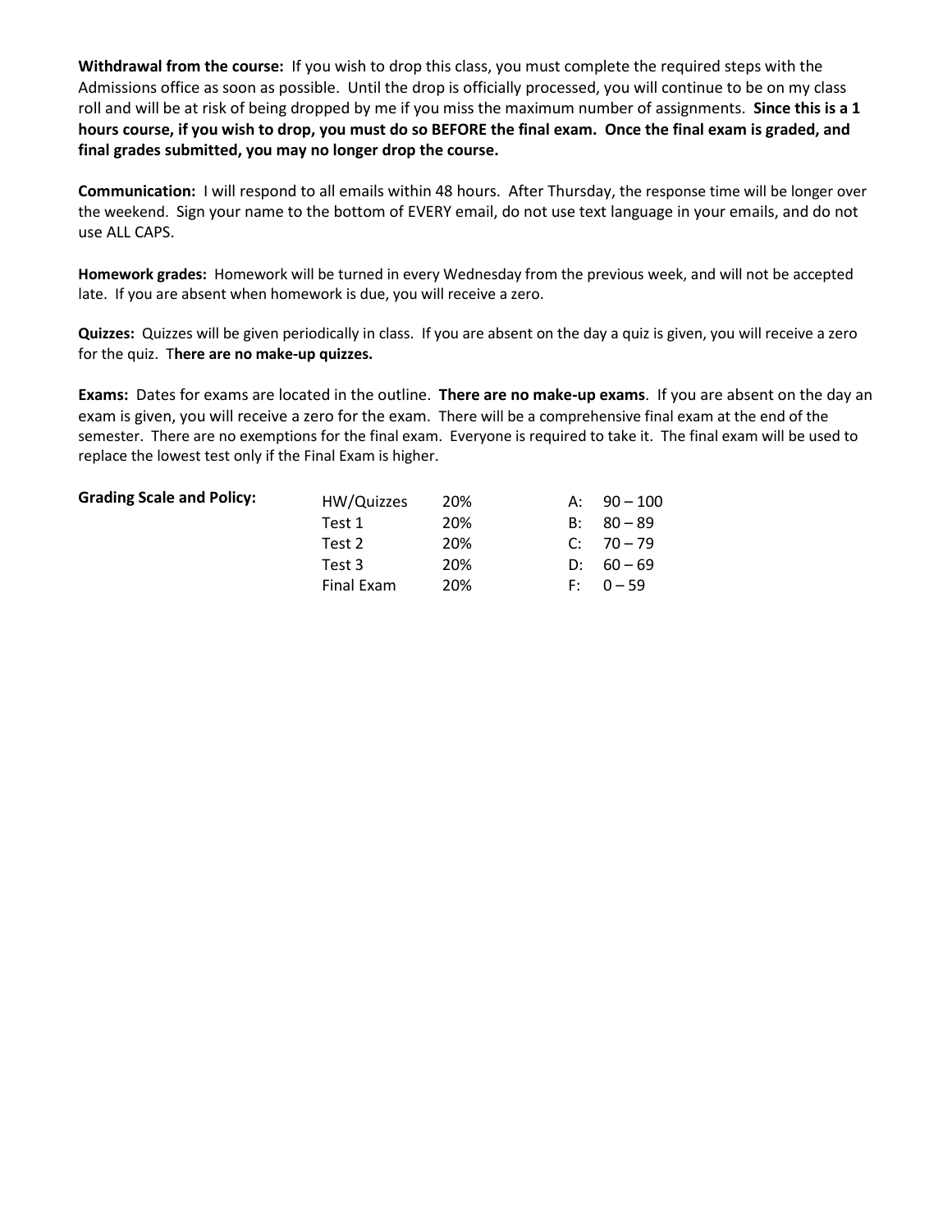**Withdrawal from the course:** If you wish to drop this class, you must complete the required steps with the Admissions office as soon as possible. Until the drop is officially processed, you will continue to be on my class roll and will be at risk of being dropped by me if you miss the maximum number of assignments. **Since this is a 1 hours course, if you wish to drop, you must do so BEFORE the final exam. Once the final exam is graded, and final grades submitted, you may no longer drop the course.**

**Communication:** I will respond to all emails within 48 hours. After Thursday, the response time will be longer over the weekend. Sign your name to the bottom of EVERY email, do not use text language in your emails, and do not use ALL CAPS.

**Homework grades:** Homework will be turned in every Wednesday from the previous week, and will not be accepted late. If you are absent when homework is due, you will receive a zero.

**Quizzes:** Quizzes will be given periodically in class. If you are absent on the day a quiz is given, you will receive a zero for the quiz. T**here are no make-up quizzes.**

**Exams:** Dates for exams are located in the outline. **There are no make-up exams**. If you are absent on the day an exam is given, you will receive a zero for the exam. There will be a comprehensive final exam at the end of the semester. There are no exemptions for the final exam. Everyone is required to take it. The final exam will be used to replace the lowest test only if the Final Exam is higher.

**Grading Scale and Policy:**

| | | | |
|---|---|---|---|
| HW/Quizzes | 20% | A: | 90 – 100 |
| Test 1 | 20% | B: | 80 – 89 |
| Test 2 | 20% | C: | 70 – 79 |
| Test 3 | 20% | D: | 60 – 69 |
| Final Exam | 20% | F: | 0 – 59 |